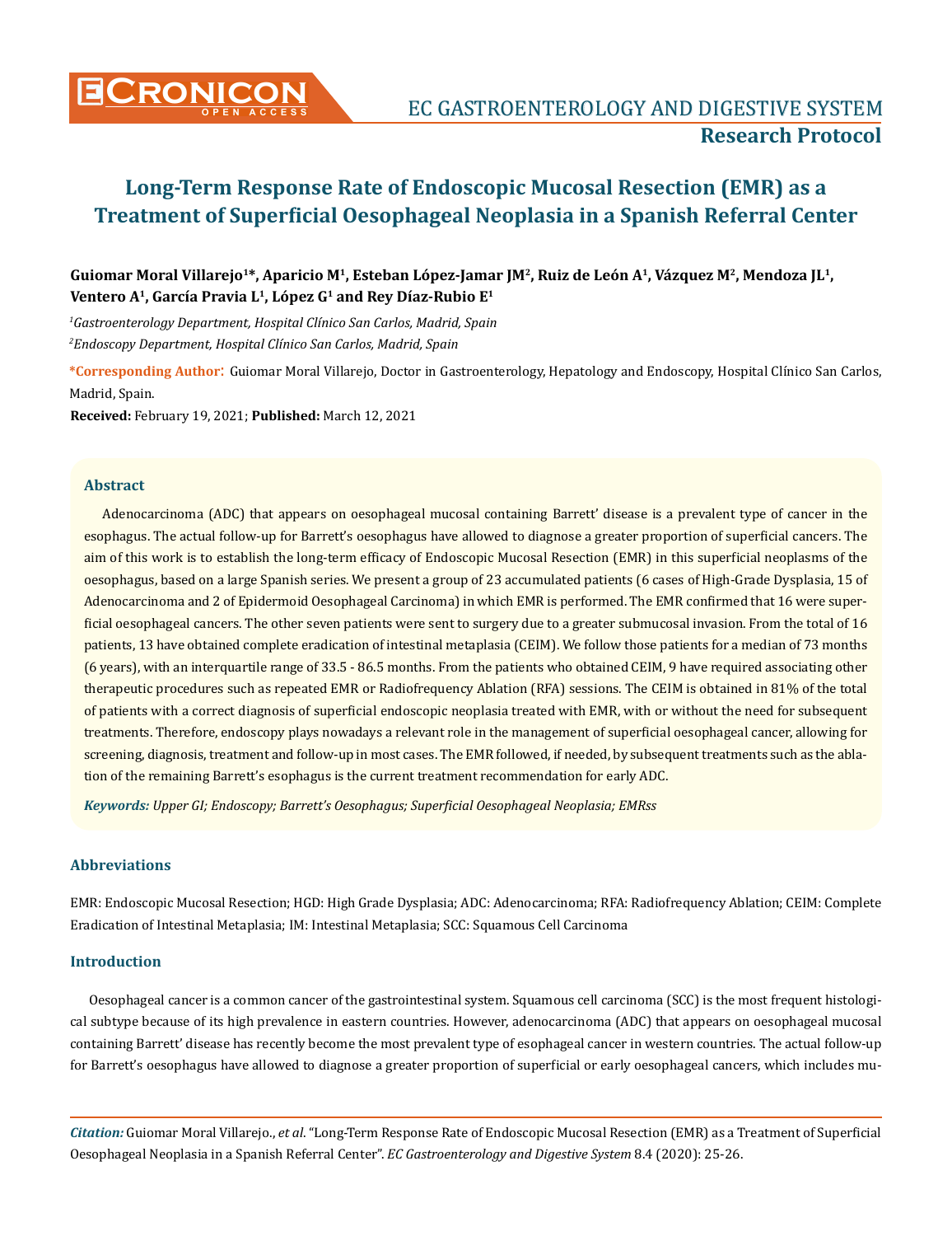**Research Protocol**

# Long-Term Response Rate of Endoscopic Mucosal Resection (EMR) as a Treatment of Superficial Oesophageal Neoplasia in a Spanish Referral Center

**Guiomar Moral Villarejo[1]*, Aparicio M[1], Esteban López-Jamar JM[2], Ruiz de León A[1], Vázquez M[2], Mendoza JL[1], Ventero A[1], García Pravia L[1], López G[1] and Rey Díaz-Rubio E[1]**

[1]*Gastroenterology Department, Hospital Clínico San Carlos, Madrid, Spain*

[2]*Endoscopy Department, Hospital Clínico San Carlos, Madrid, Spain*

**\*Corresponding Author**: Guiomar Moral Villarejo, Doctor in Gastroenterology, Hepatology and Endoscopy, Hospital Clínico San Carlos, Madrid, Spain.

**Received:** February 19, 2021; **Published:** March 12, 2021

## Abstract

Adenocarcinoma (ADC) that appears on oesophageal mucosal containing Barrett' disease is a prevalent type of cancer in the esophagus. The actual follow-up for Barrett's oesophagus have allowed to diagnose a greater proportion of superficial cancers. The aim of this work is to establish the long-term efficacy of Endoscopic Mucosal Resection (EMR) in this superficial neoplasms of the oesophagus, based on a large Spanish series. We present a group of 23 accumulated patients (6 cases of High-Grade Dysplasia, 15 of Adenocarcinoma and 2 of Epidermoid Oesophageal Carcinoma) in which EMR is performed. The EMR confirmed that 16 were superficial oesophageal cancers. The other seven patients were sent to surgery due to a greater submucosal invasion. From the total of 16 patients, 13 have obtained complete eradication of intestinal metaplasia (CEIM). We follow those patients for a median of 73 months (6 years), with an interquartile range of 33.5 - 86.5 months. From the patients who obtained CEIM, 9 have required associating other therapeutic procedures such as repeated EMR or Radiofrequency Ablation (RFA) sessions. The CEIM is obtained in 81% of the total of patients with a correct diagnosis of superficial endoscopic neoplasia treated with EMR, with or without the need for subsequent treatments. Therefore, endoscopy plays nowadays a relevant role in the management of superficial oesophageal cancer, allowing for screening, diagnosis, treatment and follow-up in most cases. The EMR followed, if needed, by subsequent treatments such as the ablation of the remaining Barrett's esophagus is the current treatment recommendation for early ADC.

***Keywords:*** *Upper GI; Endoscopy; Barrett's Oesophagus; Superficial Oesophageal Neoplasia; EMRss*

## Abbreviations

EMR: Endoscopic Mucosal Resection; HGD: High Grade Dysplasia; ADC: Adenocarcinoma; RFA: Radiofrequency Ablation; CEIM: Complete Eradication of Intestinal Metaplasia; IM: Intestinal Metaplasia; SCC: Squamous Cell Carcinoma

## Introduction

Oesophageal cancer is a common cancer of the gastrointestinal system. Squamous cell carcinoma (SCC) is the most frequent histological subtype because of its high prevalence in eastern countries. However, adenocarcinoma (ADC) that appears on oesophageal mucosal containing Barrett' disease has recently become the most prevalent type of esophageal cancer in western countries. The actual follow-up for Barrett's oesophagus have allowed to diagnose a greater proportion of superficial or early oesophageal cancers, which includes mu-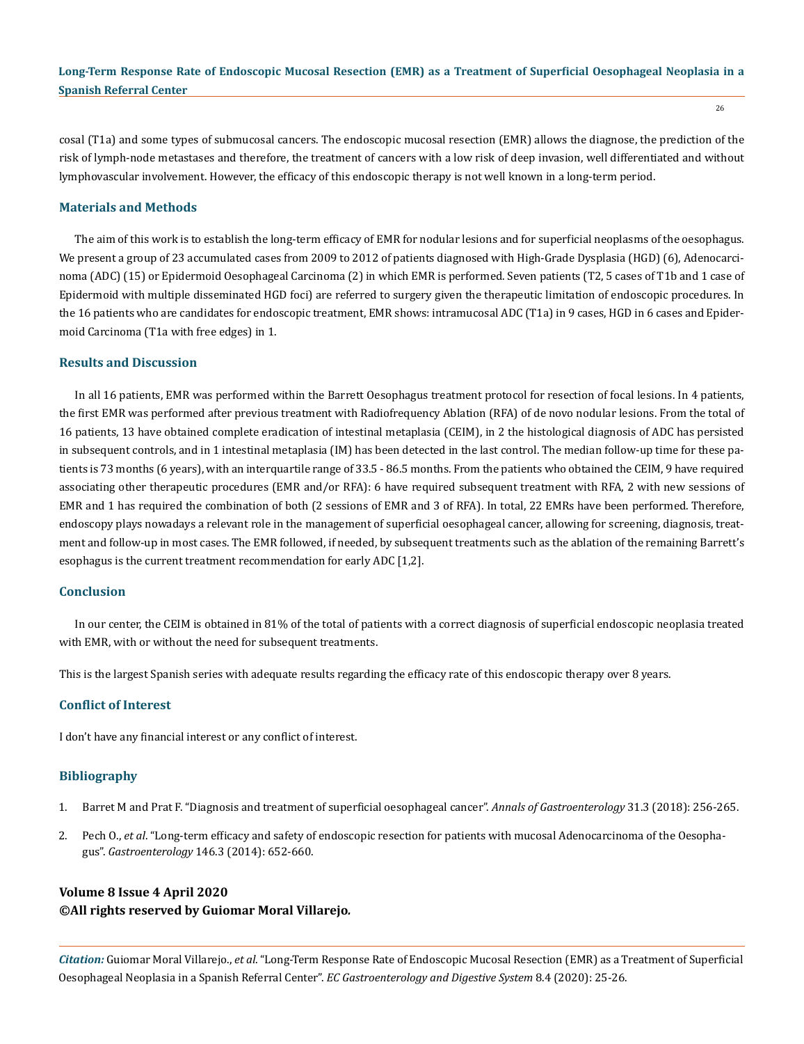cosal (T1a) and some types of submucosal cancers. The endoscopic mucosal resection (EMR) allows the diagnose, the prediction of the risk of lymph-node metastases and therefore, the treatment of cancers with a low risk of deep invasion, well differentiated and without lymphovascular involvement. However, the efficacy of this endoscopic therapy is not well known in a long-term period.

## Materials and Methods

The aim of this work is to establish the long-term efficacy of EMR for nodular lesions and for superficial neoplasms of the oesophagus. We present a group of 23 accumulated cases from 2009 to 2012 of patients diagnosed with High-Grade Dysplasia (HGD) (6), Adenocarcinoma (ADC) (15) or Epidermoid Oesophageal Carcinoma (2) in which EMR is performed. Seven patients (T2, 5 cases of T1b and 1 case of Epidermoid with multiple disseminated HGD foci) are referred to surgery given the therapeutic limitation of endoscopic procedures. In the 16 patients who are candidates for endoscopic treatment, EMR shows: intramucosal ADC (T1a) in 9 cases, HGD in 6 cases and Epidermoid Carcinoma (T1a with free edges) in 1.

## Results and Discussion

In all 16 patients, EMR was performed within the Barrett Oesophagus treatment protocol for resection of focal lesions. In 4 patients, the first EMR was performed after previous treatment with Radiofrequency Ablation (RFA) of de novo nodular lesions. From the total of 16 patients, 13 have obtained complete eradication of intestinal metaplasia (CEIM), in 2 the histological diagnosis of ADC has persisted in subsequent controls, and in 1 intestinal metaplasia (IM) has been detected in the last control. The median follow-up time for these patients is 73 months (6 years), with an interquartile range of 33.5 - 86.5 months. From the patients who obtained the CEIM, 9 have required associating other therapeutic procedures (EMR and/or RFA): 6 have required subsequent treatment with RFA, 2 with new sessions of EMR and 1 has required the combination of both (2 sessions of EMR and 3 of RFA). In total, 22 EMRs have been performed. Therefore, endoscopy plays nowadays a relevant role in the management of superficial oesophageal cancer, allowing for screening, diagnosis, treatment and follow-up in most cases. The EMR followed, if needed, by subsequent treatments such as the ablation of the remaining Barrett's esophagus is the current treatment recommendation for early ADC [1,2].

## Conclusion

In our center, the CEIM is obtained in 81% of the total of patients with a correct diagnosis of superficial endoscopic neoplasia treated with EMR, with or without the need for subsequent treatments.

This is the largest Spanish series with adequate results regarding the efficacy rate of this endoscopic therapy over 8 years.

## Conflict of Interest

I don't have any financial interest or any conflict of interest.

## Bibliography

1. Barret M and Prat F. "Diagnosis and treatment of superficial oesophageal cancer". *Annals of Gastroenterology* 31.3 (2018): 256-265.
2. Pech O., *et al*. "Long-term efficacy and safety of endoscopic resection for patients with mucosal Adenocarcinoma of the Oesophagus". *Gastroenterology* 146.3 (2014): 652-660.

**Volume 8 Issue 4 April 2020**
**©All rights reserved by Guiomar Moral Villarejo.**